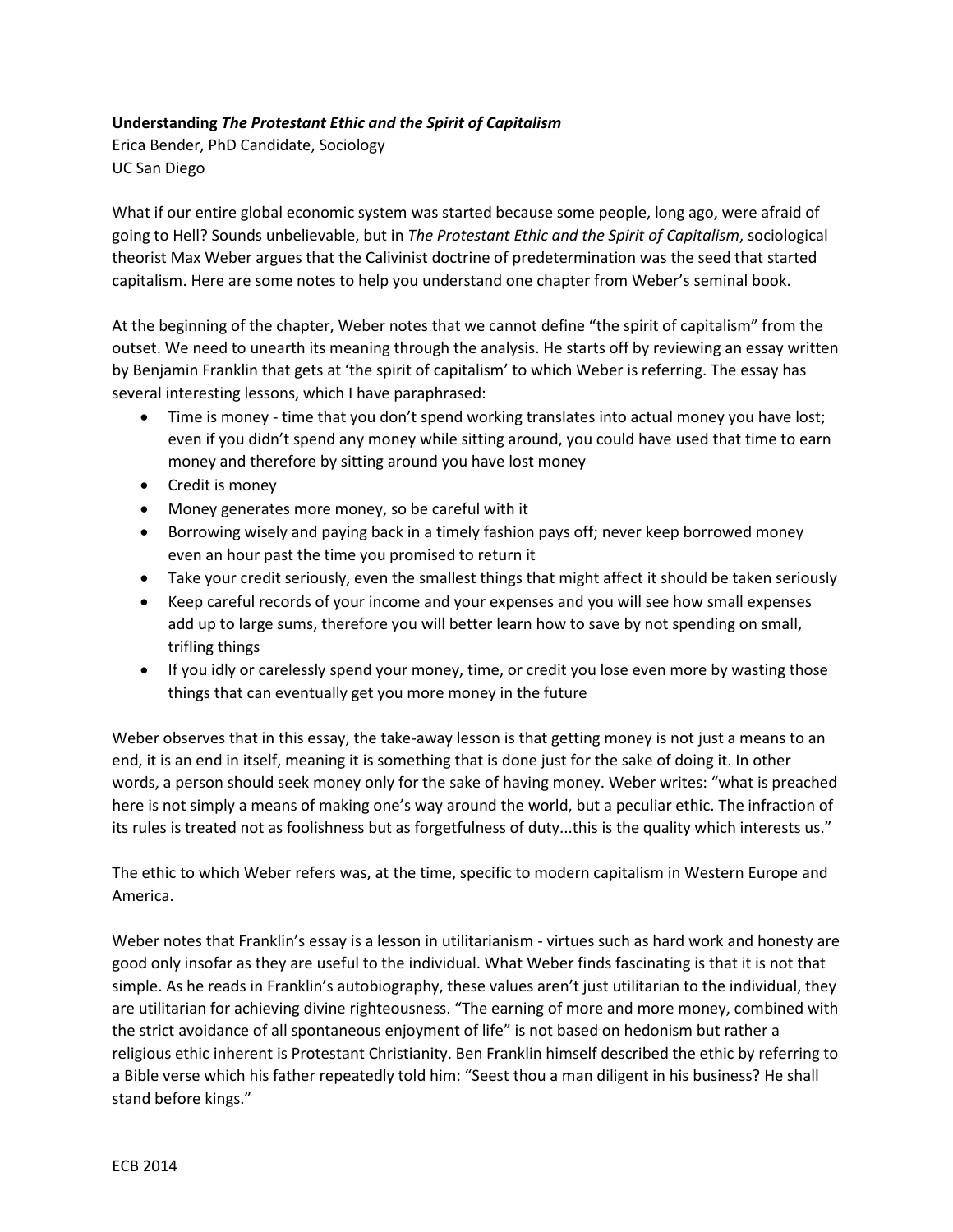**Understanding *The Protestant Ethic and the Spirit of Capitalism***
Erica Bender, PhD Candidate, Sociology
UC San Diego

What if our entire global economic system was started because some people, long ago, were afraid of going to Hell? Sounds unbelievable, but in *The Protestant Ethic and the Spirit of Capitalism*, sociological theorist Max Weber argues that the Calivinist doctrine of predetermination was the seed that started capitalism. Here are some notes to help you understand one chapter from Weber's seminal book.

At the beginning of the chapter, Weber notes that we cannot define "the spirit of capitalism" from the outset. We need to unearth its meaning through the analysis. He starts off by reviewing an essay written by Benjamin Franklin that gets at 'the spirit of capitalism' to which Weber is referring. The essay has several interesting lessons, which I have paraphrased:

- Time is money - time that you don't spend working translates into actual money you have lost; even if you didn't spend any money while sitting around, you could have used that time to earn money and therefore by sitting around you have lost money
- Credit is money
- Money generates more money, so be careful with it
- Borrowing wisely and paying back in a timely fashion pays off; never keep borrowed money even an hour past the time you promised to return it
- Take your credit seriously, even the smallest things that might affect it should be taken seriously
- Keep careful records of your income and your expenses and you will see how small expenses add up to large sums, therefore you will better learn how to save by not spending on small, trifling things
- If you idly or carelessly spend your money, time, or credit you lose even more by wasting those things that can eventually get you more money in the future

Weber observes that in this essay, the take-away lesson is that getting money is not just a means to an end, it is an end in itself, meaning it is something that is done just for the sake of doing it. In other words, a person should seek money only for the sake of having money. Weber writes: "what is preached here is not simply a means of making one's way around the world, but a peculiar ethic. The infraction of its rules is treated not as foolishness but as forgetfulness of duty...this is the quality which interests us."

The ethic to which Weber refers was, at the time, specific to modern capitalism in Western Europe and America.

Weber notes that Franklin's essay is a lesson in utilitarianism - virtues such as hard work and honesty are good only insofar as they are useful to the individual. What Weber finds fascinating is that it is not that simple. As he reads in Franklin's autobiography, these values aren't just utilitarian to the individual, they are utilitarian for achieving divine righteousness. "The earning of more and more money, combined with the strict avoidance of all spontaneous enjoyment of life" is not based on hedonism but rather a religious ethic inherent is Protestant Christianity. Ben Franklin himself described the ethic by referring to a Bible verse which his father repeatedly told him: "Seest thou a man diligent in his business? He shall stand before kings."

ECB 2014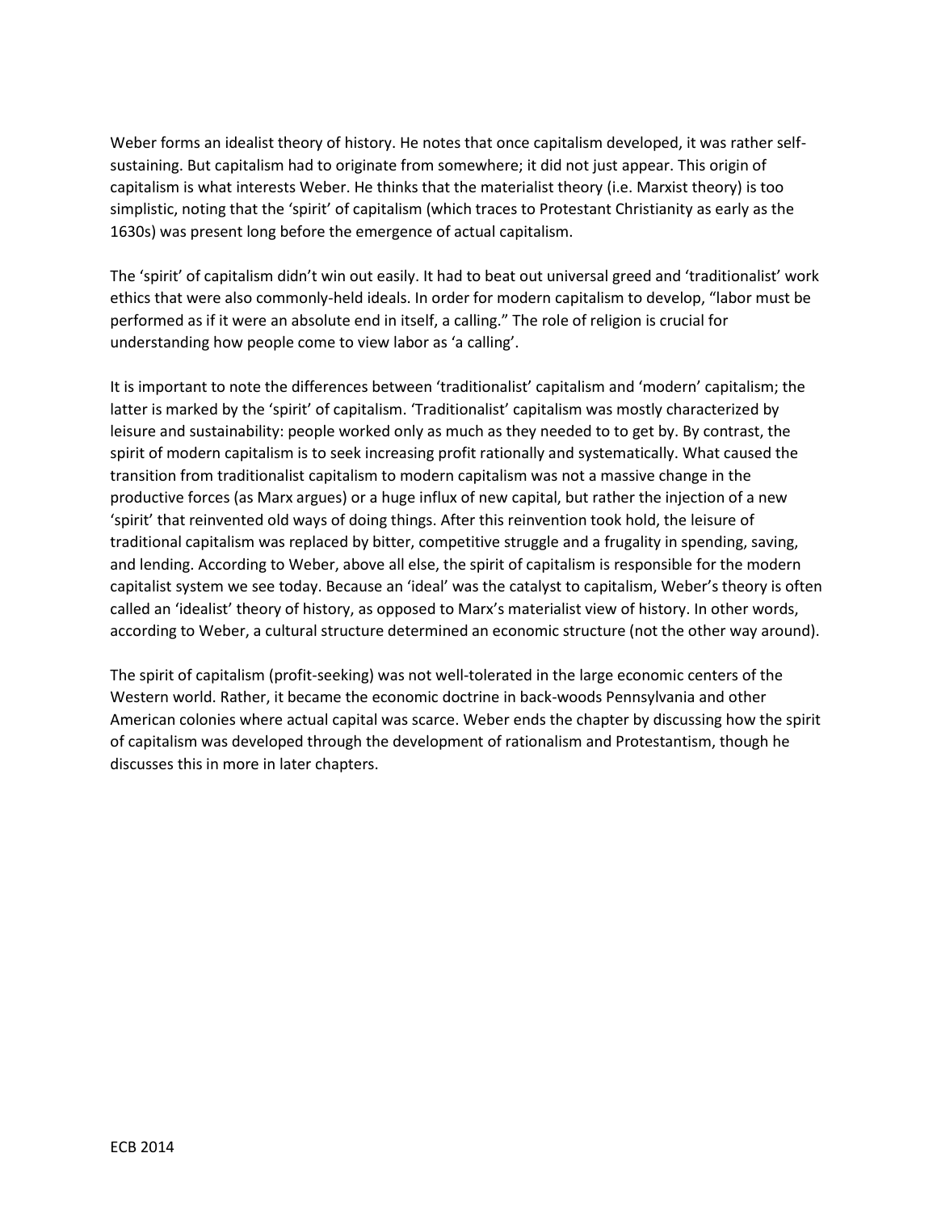Weber forms an idealist theory of history. He notes that once capitalism developed, it was rather self-sustaining. But capitalism had to originate from somewhere; it did not just appear. This origin of capitalism is what interests Weber. He thinks that the materialist theory (i.e. Marxist theory) is too simplistic, noting that the 'spirit' of capitalism (which traces to Protestant Christianity as early as the 1630s) was present long before the emergence of actual capitalism.

The 'spirit' of capitalism didn't win out easily. It had to beat out universal greed and 'traditionalist' work ethics that were also commonly-held ideals. In order for modern capitalism to develop, "labor must be performed as if it were an absolute end in itself, a calling." The role of religion is crucial for understanding how people come to view labor as 'a calling'.

It is important to note the differences between 'traditionalist' capitalism and 'modern' capitalism; the latter is marked by the 'spirit' of capitalism. 'Traditionalist' capitalism was mostly characterized by leisure and sustainability: people worked only as much as they needed to to get by. By contrast, the spirit of modern capitalism is to seek increasing profit rationally and systematically. What caused the transition from traditionalist capitalism to modern capitalism was not a massive change in the productive forces (as Marx argues) or a huge influx of new capital, but rather the injection of a new 'spirit' that reinvented old ways of doing things. After this reinvention took hold, the leisure of traditional capitalism was replaced by bitter, competitive struggle and a frugality in spending, saving, and lending. According to Weber, above all else, the spirit of capitalism is responsible for the modern capitalist system we see today. Because an 'ideal' was the catalyst to capitalism, Weber's theory is often called an 'idealist' theory of history, as opposed to Marx's materialist view of history. In other words, according to Weber, a cultural structure determined an economic structure (not the other way around).

The spirit of capitalism (profit-seeking) was not well-tolerated in the large economic centers of the Western world. Rather, it became the economic doctrine in back-woods Pennsylvania and other American colonies where actual capital was scarce. Weber ends the chapter by discussing how the spirit of capitalism was developed through the development of rationalism and Protestantism, though he discusses this in more in later chapters.